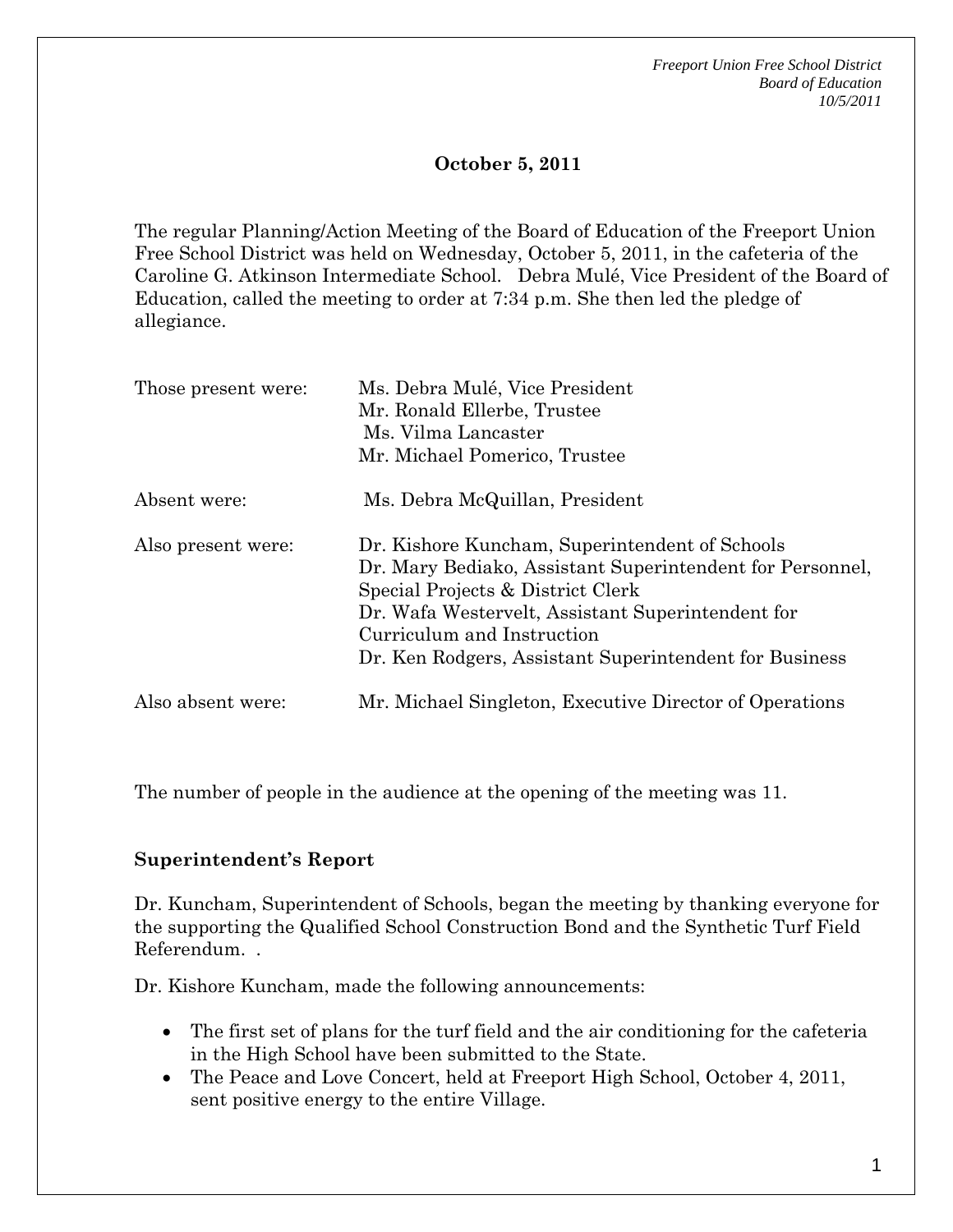**October 5, 2011**

The regular Planning/Action Meeting of the Board of Education of the Freeport Union Free School District was held on Wednesday, October 5, 2011, in the cafeteria of the Caroline G. Atkinson Intermediate School. Debra Mulé, Vice President of the Board of Education, called the meeting to order at 7:34 p.m. She then led the pledge of allegiance.

| | |
|---|---|
| Those present were: | Ms. Debra Mulé, Vice President<br>Mr. Ronald Ellerbe, Trustee<br>Ms. Vilma Lancaster<br>Mr. Michael Pomerico, Trustee |
| Absent were: | Ms. Debra McQuillan, President |
| Also present were: | Dr. Kishore Kuncham, Superintendent of Schools<br>Dr. Mary Bediako, Assistant Superintendent for Personnel, Special Projects & District Clerk<br>Dr. Wafa Westervelt, Assistant Superintendent for Curriculum and Instruction<br>Dr. Ken Rodgers, Assistant Superintendent for Business |
| Also absent were: | Mr. Michael Singleton, Executive Director of Operations |

The number of people in the audience at the opening of the meeting was 11.

**Superintendent's Report**

Dr. Kuncham, Superintendent of Schools, began the meeting by thanking everyone for the supporting the Qualified School Construction Bond and the Synthetic Turf Field Referendum. .

Dr. Kishore Kuncham, made the following announcements:

- The first set of plans for the turf field and the air conditioning for the cafeteria in the High School have been submitted to the State.
- The Peace and Love Concert, held at Freeport High School, October 4, 2011, sent positive energy to the entire Village.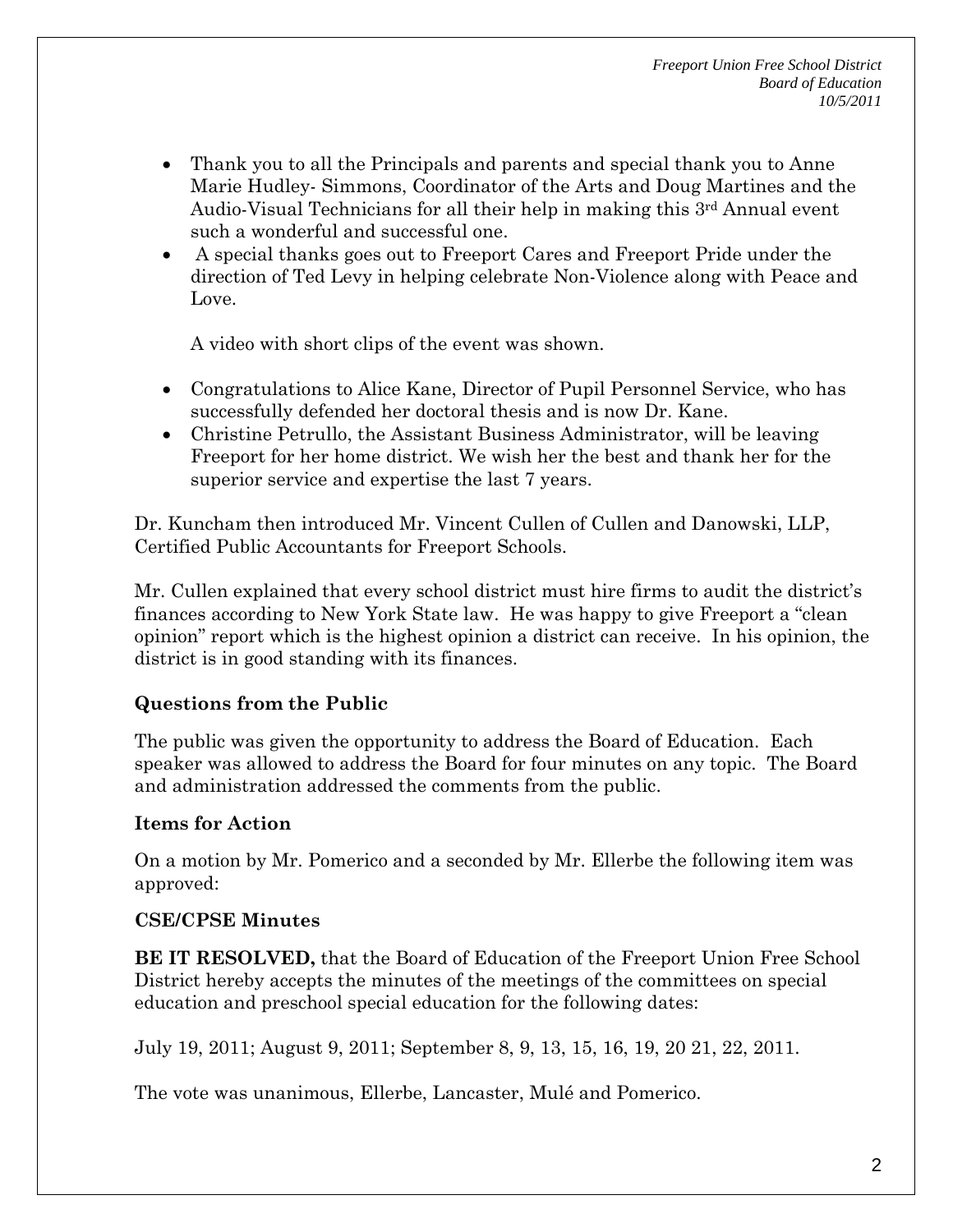- Thank you to all the Principals and parents and special thank you to Anne Marie Hudley- Simmons, Coordinator of the Arts and Doug Martines and the Audio-Visual Technicians for all their help in making this 3rd Annual event such a wonderful and successful one.
- A special thanks goes out to Freeport Cares and Freeport Pride under the direction of Ted Levy in helping celebrate Non-Violence along with Peace and Love.

  A video with short clips of the event was shown.

- Congratulations to Alice Kane, Director of Pupil Personnel Service, who has successfully defended her doctoral thesis and is now Dr. Kane.
- Christine Petrullo, the Assistant Business Administrator, will be leaving Freeport for her home district. We wish her the best and thank her for the superior service and expertise the last 7 years.

Dr. Kuncham then introduced Mr. Vincent Cullen of Cullen and Danowski, LLP, Certified Public Accountants for Freeport Schools.

Mr. Cullen explained that every school district must hire firms to audit the district's finances according to New York State law. He was happy to give Freeport a "clean opinion" report which is the highest opinion a district can receive. In his opinion, the district is in good standing with its finances.

**Questions from the Public**

The public was given the opportunity to address the Board of Education. Each speaker was allowed to address the Board for four minutes on any topic. The Board and administration addressed the comments from the public.

**Items for Action**

On a motion by Mr. Pomerico and a seconded by Mr. Ellerbe the following item was approved:

**CSE/CPSE Minutes**

**BE IT RESOLVED,** that the Board of Education of the Freeport Union Free School District hereby accepts the minutes of the meetings of the committees on special education and preschool special education for the following dates:

July 19, 2011; August 9, 2011; September 8, 9, 13, 15, 16, 19, 20 21, 22, 2011.

The vote was unanimous, Ellerbe, Lancaster, Mulé and Pomerico.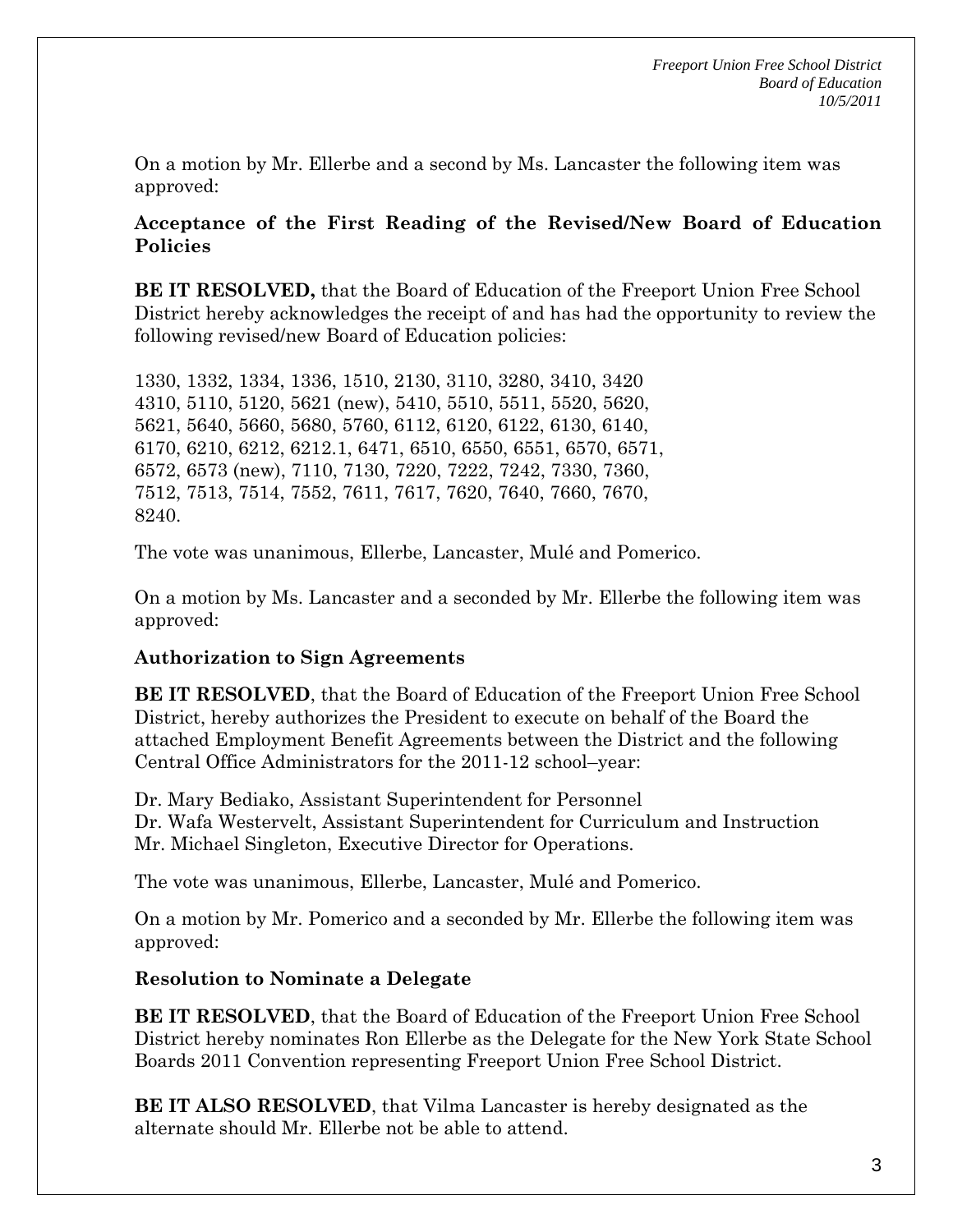On a motion by Mr. Ellerbe and a second by Ms. Lancaster the following item was approved:

**Acceptance of the First Reading of the Revised/New Board of Education Policies**

**BE IT RESOLVED,** that the Board of Education of the Freeport Union Free School District hereby acknowledges the receipt of and has had the opportunity to review the following revised/new Board of Education policies:

1330, 1332, 1334, 1336, 1510, 2130, 3110, 3280, 3410, 3420
4310, 5110, 5120, 5621 (new), 5410, 5510, 5511, 5520, 5620,
5621, 5640, 5660, 5680, 5760, 6112, 6120, 6122, 6130, 6140,
6170, 6210, 6212, 6212.1, 6471, 6510, 6550, 6551, 6570, 6571,
6572, 6573 (new), 7110, 7130, 7220, 7222, 7242, 7330, 7360,
7512, 7513, 7514, 7552, 7611, 7617, 7620, 7640, 7660, 7670,
8240.

The vote was unanimous, Ellerbe, Lancaster, Mulé and Pomerico.

On a motion by Ms. Lancaster and a seconded by Mr. Ellerbe the following item was approved:

**Authorization to Sign Agreements**

**BE IT RESOLVED**, that the Board of Education of the Freeport Union Free School District, hereby authorizes the President to execute on behalf of the Board the attached Employment Benefit Agreements between the District and the following Central Office Administrators for the 2011-12 school–year:

Dr. Mary Bediako, Assistant Superintendent for Personnel
Dr. Wafa Westervelt, Assistant Superintendent for Curriculum and Instruction
Mr. Michael Singleton, Executive Director for Operations.

The vote was unanimous, Ellerbe, Lancaster, Mulé and Pomerico.

On a motion by Mr. Pomerico and a seconded by Mr. Ellerbe the following item was approved:

**Resolution to Nominate a Delegate**

**BE IT RESOLVED**, that the Board of Education of the Freeport Union Free School District hereby nominates Ron Ellerbe as the Delegate for the New York State School Boards 2011 Convention representing Freeport Union Free School District.

**BE IT ALSO RESOLVED**, that Vilma Lancaster is hereby designated as the alternate should Mr. Ellerbe not be able to attend.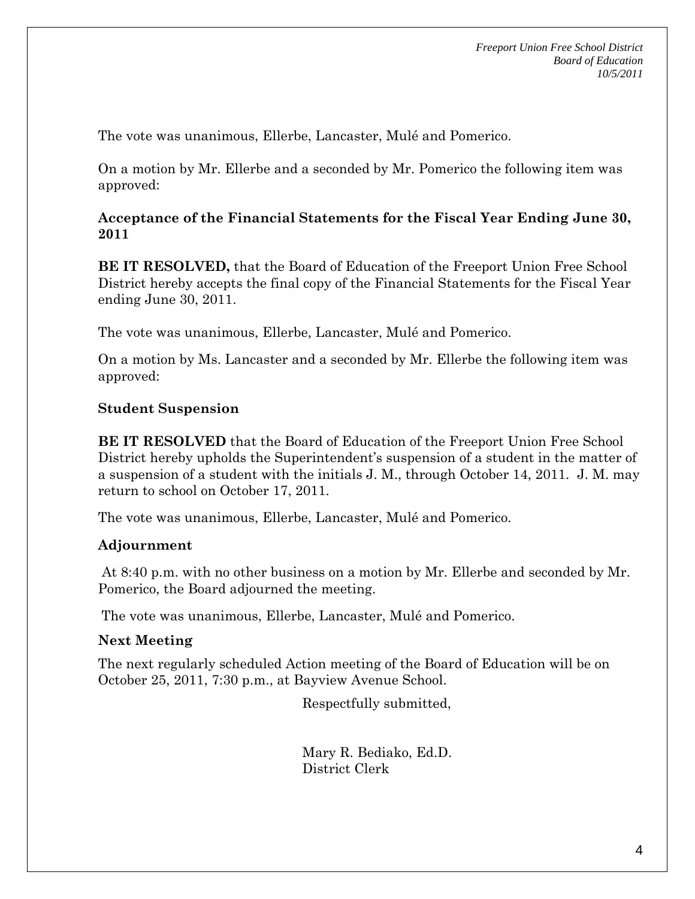The vote was unanimous, Ellerbe, Lancaster, Mulé and Pomerico.

On a motion by Mr. Ellerbe and a seconded by Mr. Pomerico the following item was approved:

**Acceptance of the Financial Statements for the Fiscal Year Ending June 30, 2011**

**BE IT RESOLVED,** that the Board of Education of the Freeport Union Free School District hereby accepts the final copy of the Financial Statements for the Fiscal Year ending June 30, 2011.

The vote was unanimous, Ellerbe, Lancaster, Mulé and Pomerico.

On a motion by Ms. Lancaster and a seconded by Mr. Ellerbe the following item was approved:

**Student Suspension**

**BE IT RESOLVED** that the Board of Education of the Freeport Union Free School District hereby upholds the Superintendent's suspension of a student in the matter of a suspension of a student with the initials J. M., through October 14, 2011. J. M. may return to school on October 17, 2011.

The vote was unanimous, Ellerbe, Lancaster, Mulé and Pomerico.

**Adjournment**

At 8:40 p.m. with no other business on a motion by Mr. Ellerbe and seconded by Mr. Pomerico, the Board adjourned the meeting.

The vote was unanimous, Ellerbe, Lancaster, Mulé and Pomerico.

**Next Meeting**

The next regularly scheduled Action meeting of the Board of Education will be on October 25, 2011, 7:30 p.m., at Bayview Avenue School.

Respectfully submitted,

Mary R. Bediako, Ed.D.
District Clerk